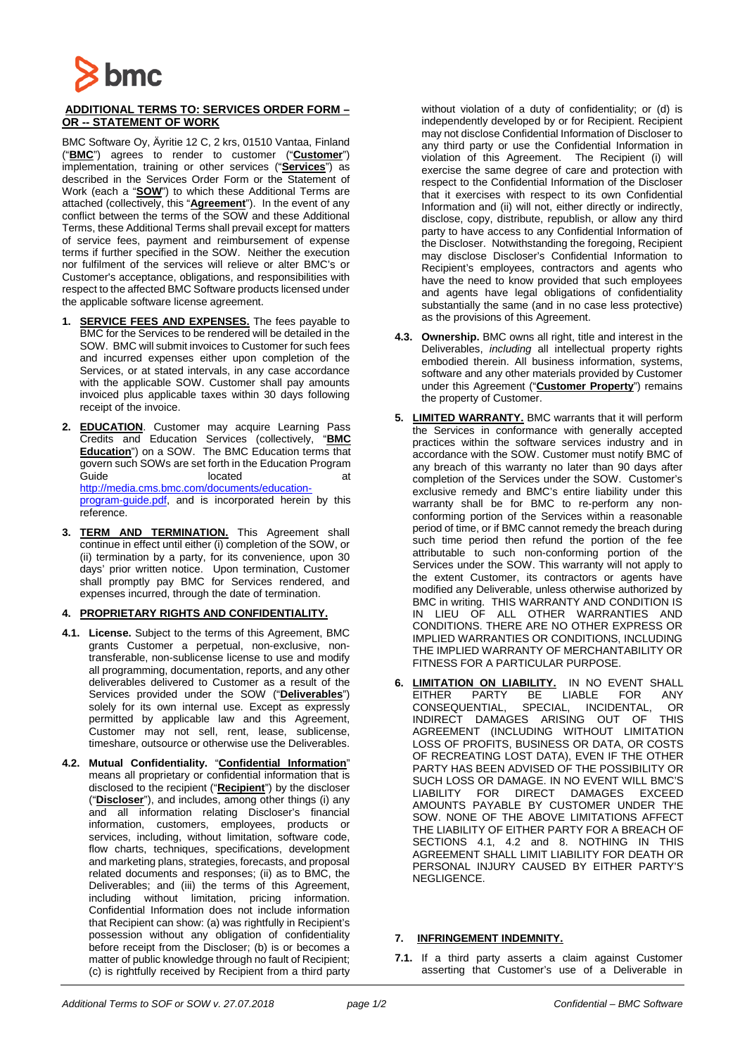## ADDITIONAL TERMS TO: SERVICES ORDER FORM – OR -- STATEMENT OF WORK

BMC Software Oy, Äyritie 12 C, 2 krs, 01510 Vantaa, Finland ("**BMC**") agrees to render to customer ("**Customer**") implementation, training or other services ("**Services**") as described in the Services Order Form or the Statement of Work (each a "**SOW**") to which these Additional Terms are attached (collectively, this "**Agreement**"). In the event of any conflict between the terms of the SOW and these Additional Terms, these Additional Terms shall prevail except for matters of service fees, payment and reimbursement of expense terms if further specified in the SOW. Neither the execution nor fulfilment of the services will relieve or alter BMC's or Customer's acceptance, obligations, and responsibilities with respect to the affected BMC Software products licensed under the applicable software license agreement.

1. **SERVICE FEES AND EXPENSES.** The fees payable to BMC for the Services to be rendered will be detailed in the SOW. BMC will submit invoices to Customer for such fees and incurred expenses either upon completion of the Services, or at stated intervals, in any case accordance with the applicable SOW. Customer shall pay amounts invoiced plus applicable taxes within 30 days following receipt of the invoice.

2. **EDUCATION**. Customer may acquire Learning Pass Credits and Education Services (collectively, "**BMC Education**") on a SOW. The BMC Education terms that govern such SOWs are set forth in the Education Program Guide located at http://media.cms.bmc.com/documents/education-program-guide.pdf, and is incorporated herein by this reference.

3. **TERM AND TERMINATION.** This Agreement shall continue in effect until either (i) completion of the SOW, or (ii) termination by a party, for its convenience, upon 30 days' prior written notice. Upon termination, Customer shall promptly pay BMC for Services rendered, and expenses incurred, through the date of termination.

4. **PROPRIETARY RIGHTS AND CONFIDENTIALITY.**

**4.1. License.** Subject to the terms of this Agreement, BMC grants Customer a perpetual, non-exclusive, non-transferable, non-sublicense license to use and modify all programming, documentation, reports, and any other deliverables delivered to Customer as a result of the Services provided under the SOW ("**Deliverables**") solely for its own internal use. Except as expressly permitted by applicable law and this Agreement, Customer may not sell, rent, lease, sublicense, timeshare, outsource or otherwise use the Deliverables.

**4.2. Mutual Confidentiality.** "**Confidential Information**" means all proprietary or confidential information that is disclosed to the recipient ("**Recipient**") by the discloser ("**Discloser**"), and includes, among other things (i) any and all information relating Discloser's financial information, customers, employees, products or services, including, without limitation, software code, flow charts, techniques, specifications, development and marketing plans, strategies, forecasts, and proposal related documents and responses; (ii) as to BMC, the Deliverables; and (iii) the terms of this Agreement, including without limitation, pricing information. Confidential Information does not include information that Recipient can show: (a) was rightfully in Recipient's possession without any obligation of confidentiality before receipt from the Discloser; (b) is or becomes a matter of public knowledge through no fault of Recipient; (c) is rightfully received by Recipient from a third party without violation of a duty of confidentiality; or (d) is independently developed by or for Recipient. Recipient may not disclose Confidential Information of Discloser to any third party or use the Confidential Information in violation of this Agreement. The Recipient (i) will exercise the same degree of care and protection with respect to the Confidential Information of the Discloser that it exercises with respect to its own Confidential Information and (ii) will not, either directly or indirectly, disclose, copy, distribute, republish, or allow any third party to have access to any Confidential Information of the Discloser. Notwithstanding the foregoing, Recipient may disclose Discloser's Confidential Information to Recipient's employees, contractors and agents who have the need to know provided that such employees and agents have legal obligations of confidentiality substantially the same (and in no case less protective) as the provisions of this Agreement.

**4.3. Ownership.** BMC owns all right, title and interest in the Deliverables, *including* all intellectual property rights embodied therein. All business information, systems, software and any other materials provided by Customer under this Agreement ("**Customer Property**") remains the property of Customer.

5. **LIMITED WARRANTY.** BMC warrants that it will perform the Services in conformance with generally accepted practices within the software services industry and in accordance with the SOW. Customer must notify BMC of any breach of this warranty no later than 90 days after completion of the Services under the SOW. Customer's exclusive remedy and BMC's entire liability under this warranty shall be for BMC to re-perform any non-conforming portion of the Services within a reasonable period of time, or if BMC cannot remedy the breach during such time period then refund the portion of the fee attributable to such non-conforming portion of the Services under the SOW. This warranty will not apply to the extent Customer, its contractors or agents have modified any Deliverable, unless otherwise authorized by BMC in writing. THIS WARRANTY AND CONDITION IS IN LIEU OF ALL OTHER WARRANTIES AND CONDITIONS. THERE ARE NO OTHER EXPRESS OR IMPLIED WARRANTIES OR CONDITIONS, INCLUDING THE IMPLIED WARRANTY OF MERCHANTABILITY OR FITNESS FOR A PARTICULAR PURPOSE.

6. **LIMITATION ON LIABILITY.** IN NO EVENT SHALL EITHER PARTY BE LIABLE FOR ANY CONSEQUENTIAL, SPECIAL, INCIDENTAL, OR INDIRECT DAMAGES ARISING OUT OF THIS AGREEMENT (INCLUDING WITHOUT LIMITATION LOSS OF PROFITS, BUSINESS OR DATA, OR COSTS OF RECREATING LOST DATA), EVEN IF THE OTHER PARTY HAS BEEN ADVISED OF THE POSSIBILITY OR SUCH LOSS OR DAMAGE. IN NO EVENT WILL BMC'S LIABILITY FOR DIRECT DAMAGES EXCEED AMOUNTS PAYABLE BY CUSTOMER UNDER THE SOW. NONE OF THE ABOVE LIMITATIONS AFFECT THE LIABILITY OF EITHER PARTY FOR A BREACH OF SECTIONS 4.1, 4.2 and 8. NOTHING IN THIS AGREEMENT SHALL LIMIT LIABILITY FOR DEATH OR PERSONAL INJURY CAUSED BY EITHER PARTY'S NEGLIGENCE.

7. **INFRINGEMENT INDEMNITY.**

**7.1.** If a third party asserts a claim against Customer asserting that Customer's use of a Deliverable in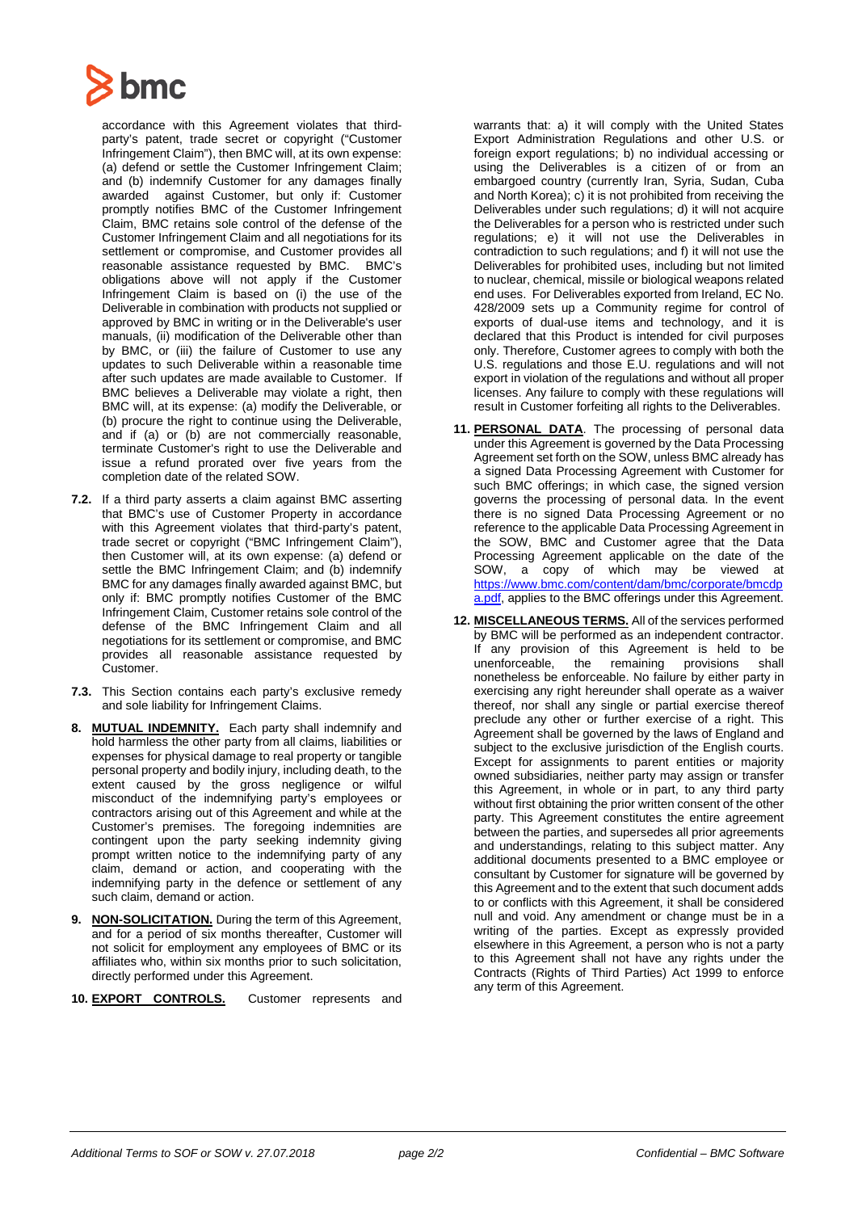accordance with this Agreement violates that third-party's patent, trade secret or copyright ("Customer Infringement Claim"), then BMC will, at its own expense: (a) defend or settle the Customer Infringement Claim; and (b) indemnify Customer for any damages finally awarded against Customer, but only if: Customer promptly notifies BMC of the Customer Infringement Claim, BMC retains sole control of the defense of the Customer Infringement Claim and all negotiations for its settlement or compromise, and Customer provides all reasonable assistance requested by BMC. BMC's obligations above will not apply if the Customer Infringement Claim is based on (i) the use of the Deliverable in combination with products not supplied or approved by BMC in writing or in the Deliverable's user manuals, (ii) modification of the Deliverable other than by BMC, or (iii) the failure of Customer to use any updates to such Deliverable within a reasonable time after such updates are made available to Customer. If BMC believes a Deliverable may violate a right, then BMC will, at its expense: (a) modify the Deliverable, or (b) procure the right to continue using the Deliverable, and if (a) or (b) are not commercially reasonable, terminate Customer's right to use the Deliverable and issue a refund prorated over five years from the completion date of the related SOW.

**7.2.** If a third party asserts a claim against BMC asserting that BMC's use of Customer Property in accordance with this Agreement violates that third-party's patent, trade secret or copyright ("BMC Infringement Claim"), then Customer will, at its own expense: (a) defend or settle the BMC Infringement Claim; and (b) indemnify BMC for any damages finally awarded against BMC, but only if: BMC promptly notifies Customer of the BMC Infringement Claim, Customer retains sole control of the defense of the BMC Infringement Claim and all negotiations for its settlement or compromise, and BMC provides all reasonable assistance requested by Customer.

**7.3.** This Section contains each party's exclusive remedy and sole liability for Infringement Claims.

**8. MUTUAL INDEMNITY.** Each party shall indemnify and hold harmless the other party from all claims, liabilities or expenses for physical damage to real property or tangible personal property and bodily injury, including death, to the extent caused by the gross negligence or wilful misconduct of the indemnifying party's employees or contractors arising out of this Agreement and while at the Customer's premises. The foregoing indemnities are contingent upon the party seeking indemnity giving prompt written notice to the indemnifying party of any claim, demand or action, and cooperating with the indemnifying party in the defence or settlement of any such claim, demand or action.

**9. NON-SOLICITATION.** During the term of this Agreement, and for a period of six months thereafter, Customer will not solicit for employment any employees of BMC or its affiliates who, within six months prior to such solicitation, directly performed under this Agreement.

**10. EXPORT CONTROLS.** Customer represents and warrants that: a) it will comply with the United States Export Administration Regulations and other U.S. or foreign export regulations; b) no individual accessing or using the Deliverables is a citizen of or from an embargoed country (currently Iran, Syria, Sudan, Cuba and North Korea); c) it is not prohibited from receiving the Deliverables under such regulations; d) it will not acquire the Deliverables for a person who is restricted under such regulations; e) it will not use the Deliverables in contradiction to such regulations; and f) it will not use the Deliverables for prohibited uses, including but not limited to nuclear, chemical, missile or biological weapons related end uses. For Deliverables exported from Ireland, EC No. 428/2009 sets up a Community regime for control of exports of dual-use items and technology, and it is declared that this Product is intended for civil purposes only. Therefore, Customer agrees to comply with both the U.S. regulations and those E.U. regulations and will not export in violation of the regulations and without all proper licenses. Any failure to comply with these regulations will result in Customer forfeiting all rights to the Deliverables.

**11. PERSONAL DATA**. The processing of personal data under this Agreement is governed by the Data Processing Agreement set forth on the SOW, unless BMC already has a signed Data Processing Agreement with Customer for such BMC offerings; in which case, the signed version governs the processing of personal data. In the event there is no signed Data Processing Agreement or no reference to the applicable Data Processing Agreement in the SOW, BMC and Customer agree that the Data Processing Agreement applicable on the date of the SOW, a copy of which may be viewed at https://www.bmc.com/content/dam/bmc/corporate/bmcdpa.pdf, applies to the BMC offerings under this Agreement.

**12. MISCELLANEOUS TERMS.** All of the services performed by BMC will be performed as an independent contractor. If any provision of this Agreement is held to be unenforceable, the remaining provisions shall nonetheless be enforceable. No failure by either party in exercising any right hereunder shall operate as a waiver thereof, nor shall any single or partial exercise thereof preclude any other or further exercise of a right. This Agreement shall be governed by the laws of England and subject to the exclusive jurisdiction of the English courts. Except for assignments to parent entities or majority owned subsidiaries, neither party may assign or transfer this Agreement, in whole or in part, to any third party without first obtaining the prior written consent of the other party. This Agreement constitutes the entire agreement between the parties, and supersedes all prior agreements and understandings, relating to this subject matter. Any additional documents presented to a BMC employee or consultant by Customer for signature will be governed by this Agreement and to the extent that such document adds to or conflicts with this Agreement, it shall be considered null and void. Any amendment or change must be in a writing of the parties. Except as expressly provided elsewhere in this Agreement, a person who is not a party to this Agreement shall not have any rights under the Contracts (Rights of Third Parties) Act 1999 to enforce any term of this Agreement.